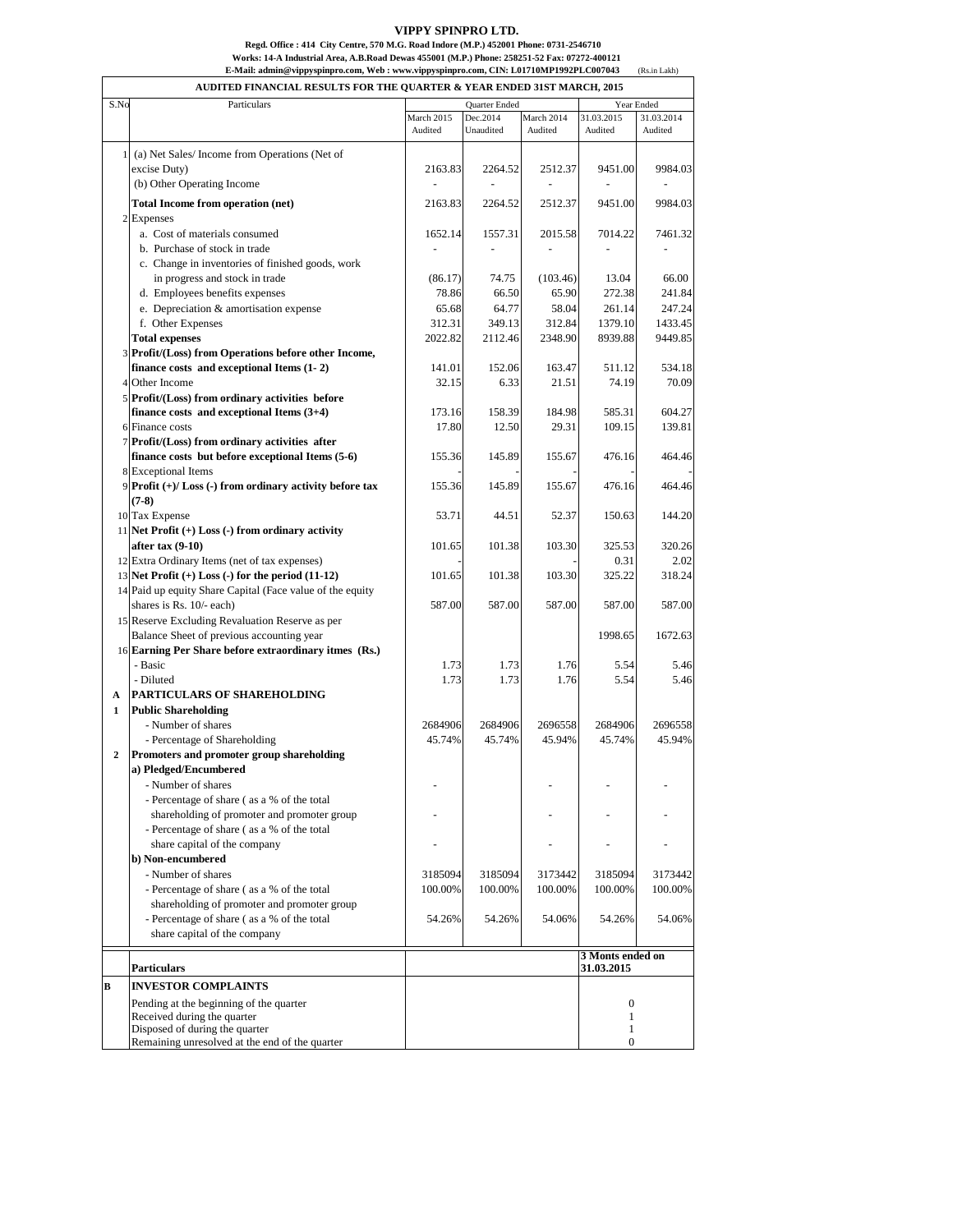# VIPPY SPINPRO LTD.

**Regd. Office : 414 City Centre, 570 M.G. Road Indore (M.P.) 452001 Phone: 0731-2546710**
**Works: 14-A Industrial Area, A.B.Road Dewas 455001 (M.P.) Phone: 258251-52 Fax: 07272-400121**
**E-Mail: admin@vippyspinpro.com, Web : www.vippyspinpro.com, CIN: L01710MP1992PLC007043** (Rs.in Lakh)

## AUDITED FINANCIAL RESULTS FOR THE QUARTER & YEAR ENDED 31ST MARCH, 2015

| S.No | Particulars | Quarter Ended | | | Year Ended | |
|---|---|---|---|---|---|---|
| | | March 2015 Audited | Dec.2014 Unaudited | March 2014 Audited | 31.03.2015 Audited | 31.03.2014 Audited |
| 1 | (a) Net Sales/ Income from Operations (Net of excise Duty) | 2163.83 | 2264.52 | 2512.37 | 9451.00 | 9984.03 |
| | (b) Other Operating Income | - | - | - | - | - |
| | **Total Income from operation (net)** | 2163.83 | 2264.52 | 2512.37 | 9451.00 | 9984.03 |
| 2 | Expenses | | | | | |
| | a. Cost of materials consumed | 1652.14 | 1557.31 | 2015.58 | 7014.22 | 7461.32 |
| | b. Purchase of stock in trade | - | - | - | - | - |
| | c. Change in inventories of finished goods, work in progress and stock in trade | (86.17) | 74.75 | (103.46) | 13.04 | 66.00 |
| | d. Employees benefits expenses | 78.86 | 66.50 | 65.90 | 272.38 | 241.84 |
| | e. Depreciation & amortisation expense | 65.68 | 64.77 | 58.04 | 261.14 | 247.24 |
| | f. Other Expenses | 312.31 | 349.13 | 312.84 | 1379.10 | 1433.45 |
| | **Total expenses** | 2022.82 | 2112.46 | 2348.90 | 8939.88 | 9449.85 |
| 3 | **Profit/(Loss) from Operations before other Income, finance costs and exceptional Items (1- 2)** | 141.01 | 152.06 | 163.47 | 511.12 | 534.18 |
| 4 | Other Income | 32.15 | 6.33 | 21.51 | 74.19 | 70.09 |
| 5 | **Profit/(Loss) from ordinary activities before finance costs and exceptional Items (3+4)** | 173.16 | 158.39 | 184.98 | 585.31 | 604.27 |
| 6 | Finance costs | 17.80 | 12.50 | 29.31 | 109.15 | 139.81 |
| 7 | **Profit/(Loss) from ordinary activities after finance costs but before exceptional Items (5-6)** | 155.36 | 145.89 | 155.67 | 476.16 | 464.46 |
| 8 | Exceptional Items | - | - | - | - | - |
| 9 | **Profit (+)/ Loss (-) from ordinary activity before tax (7-8)** | 155.36 | 145.89 | 155.67 | 476.16 | 464.46 |
| 10 | Tax Expense | 53.71 | 44.51 | 52.37 | 150.63 | 144.20 |
| 11 | **Net Profit (+) Loss (-) from ordinary activity after tax (9-10)** | 101.65 | 101.38 | 103.30 | 325.53 | 320.26 |
| 12 | Extra Ordinary Items (net of tax expenses) | - | - | - | 0.31 | 2.02 |
| 13 | **Net Profit (+) Loss (-) for the period (11-12)** | 101.65 | 101.38 | 103.30 | 325.22 | 318.24 |
| 14 | Paid up equity Share Capital (Face value of the equity shares is Rs. 10/- each) | 587.00 | 587.00 | 587.00 | 587.00 | 587.00 |
| 15 | Reserve Excluding Revaluation Reserve as per Balance Sheet of previous accounting year | | | | 1998.65 | 1672.63 |
| 16 | **Earning Per Share before extraordinary itmes (Rs.)** | | | | | |
| | - Basic | 1.73 | 1.73 | 1.76 | 5.54 | 5.46 |
| | - Diluted | 1.73 | 1.73 | 1.76 | 5.54 | 5.46 |
| **A** | **PARTICULARS OF SHAREHOLDING** | | | | | |
| **1** | **Public Shareholding** | | | | | |
| | - Number of shares | 2684906 | 2684906 | 2696558 | 2684906 | 2696558 |
| | - Percentage of Shareholding | 45.74% | 45.74% | 45.94% | 45.74% | 45.94% |
| **2** | **Promoters and promoter group shareholding** | | | | | |
| | **a) Pledged/Encumbered** | | | | | |
| | - Number of shares | - | | - | - | - |
| | - Percentage of share ( as a % of the total shareholding of promoter and promoter group | - | | - | - | - |
| | - Percentage of share ( as a % of the total share capital of the company | - | | - | - | - |
| | **b) Non-encumbered** | | | | | |
| | - Number of shares | 3185094 | 3185094 | 3173442 | 3185094 | 3173442 |
| | - Percentage of share ( as a % of the total shareholding of promoter and promoter group | 100.00% | 100.00% | 100.00% | 100.00% | 100.00% |
| | - Percentage of share ( as a % of the total share capital of the company | 54.26% | 54.26% | 54.06% | 54.26% | 54.06% |

| | Particulars | 3 Monts ended on 31.03.2015 |
|---|---|---|
| **B** | **INVESTOR COMPLAINTS** | |
| | Pending at the beginning of the quarter | 0 |
| | Received during the quarter | 1 |
| | Disposed of during the quarter | 1 |
| | Remaining unresolved at the end of the quarter | 0 |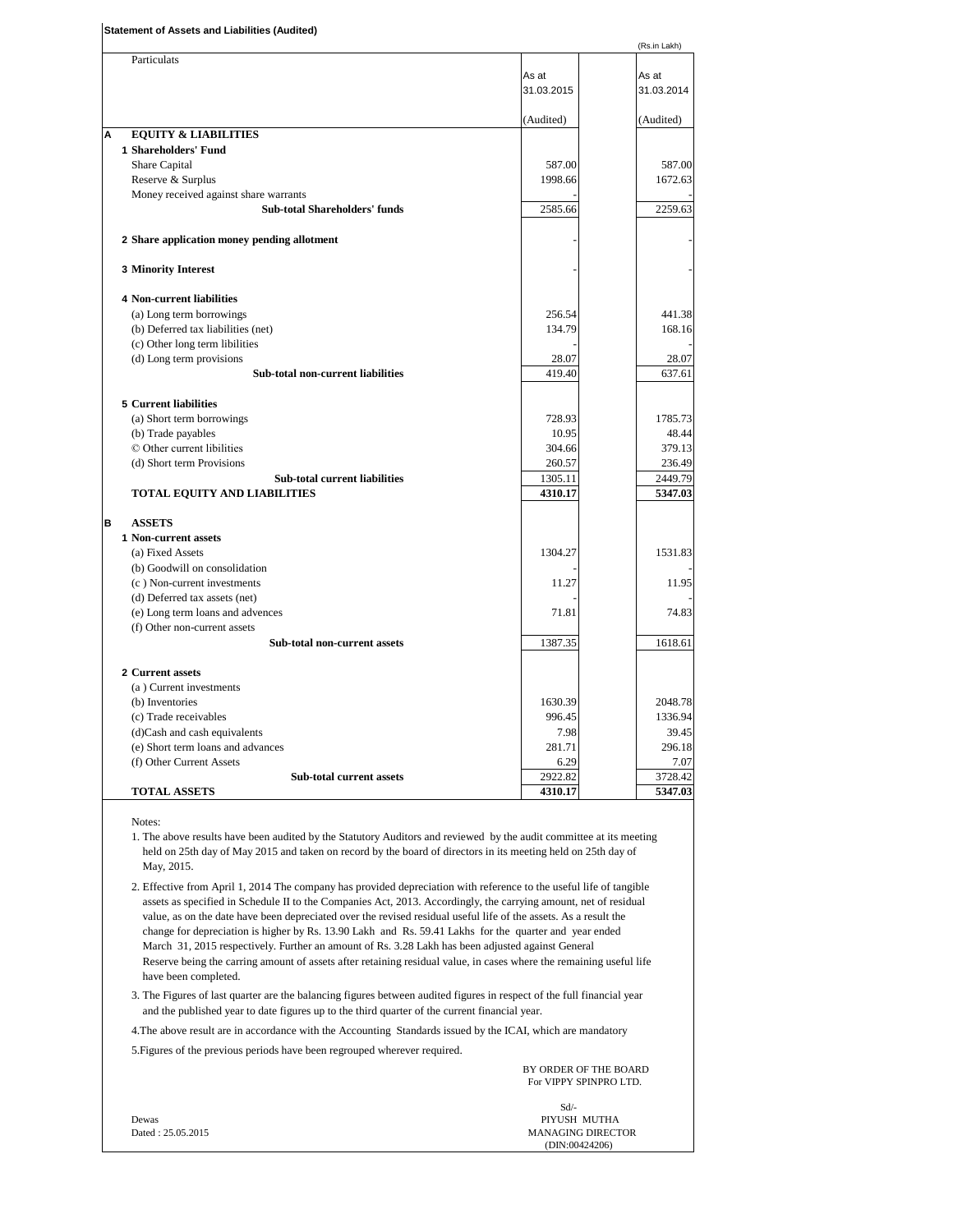**Statement of Assets and Liabilities (Audited)**

(Rs.in Lakh)

| | Particulats | As at 31.03.2015 (Audited) | As at 31.03.2014 (Audited) |
|---|---|---|---|
| **A** | **EQUITY & LIABILITIES** | | |
| | **1 Shareholders' Fund** | | |
| | Share Capital | 587.00 | 587.00 |
| | Reserve & Surplus | 1998.66 | 1672.63 |
| | Money received against share warrants | - | - |
| | **Sub-total Shareholders' funds** | 2585.66 | 2259.63 |
| | **2 Share application money pending allotment** | - | - |
| | **3 Minority Interest** | - | - |
| | **4 Non-current liabilities** | | |
| | (a) Long term borrowings | 256.54 | 441.38 |
| | (b) Deferred tax liabilities (net) | 134.79 | 168.16 |
| | (c) Other long term libilities | - | - |
| | (d) Long term provisions | 28.07 | 28.07 |
| | **Sub-total non-current liabilities** | 419.40 | 637.61 |
| | **5 Current liabilities** | | |
| | (a) Short term borrowings | 728.93 | 1785.73 |
| | (b) Trade payables | 10.95 | 48.44 |
| | © Other current libilities | 304.66 | 379.13 |
| | (d) Short term Provisions | 260.57 | 236.49 |
| | **Sub-total current liabilities** | 1305.11 | 2449.79 |
| | **TOTAL EQUITY AND LIABILITIES** | **4310.17** | **5347.03** |
| **B** | **ASSETS** | | |
| | **1 Non-current assets** | | |
| | (a) Fixed Assets | 1304.27 | 1531.83 |
| | (b) Goodwill on consolidation | - | - |
| | (c ) Non-current investments | 11.27 | 11.95 |
| | (d) Deferred tax assets (net) | - | - |
| | (e) Long term loans and advences | 71.81 | 74.83 |
| | (f) Other non-current assets | | |
| | **Sub-total non-current assets** | 1387.35 | 1618.61 |
| | **2 Current assets** | | |
| | (a ) Current investments | | |
| | (b) Inventories | 1630.39 | 2048.78 |
| | (c) Trade receivables | 996.45 | 1336.94 |
| | (d)Cash and cash equivalents | 7.98 | 39.45 |
| | (e) Short term loans and advances | 281.71 | 296.18 |
| | (f) Other Current Assets | 6.29 | 7.07 |
| | **Sub-total current assets** | 2922.82 | 3728.42 |
| | **TOTAL ASSETS** | **4310.17** | **5347.03** |

Notes:

1. The above results have been audited by the Statutory Auditors and reviewed by the audit committee at its meeting held on 25th day of May 2015 and taken on record by the board of directors in its meeting held on 25th day of May, 2015.
2. Effective from April 1, 2014 The company has provided depreciation with reference to the useful life of tangible assets as specified in Schedule II to the Companies Act, 2013. Accordingly, the carrying amount, net of residual value, as on the date have been depreciated over the revised residual useful life of the assets. As a result the change for depreciation is higher by Rs. 13.90 Lakh and Rs. 59.41 Lakhs for the quarter and year ended March 31, 2015 respectively. Further an amount of Rs. 3.28 Lakh has been adjusted against General Reserve being the carring amount of assets after retaining residual value, in cases where the remaining useful life have been completed.
3. The Figures of last quarter are the balancing figures between audited figures in respect of the full financial year and the published year to date figures up to the third quarter of the current financial year.

4.The above result are in accordance with the Accounting Standards issued by the ICAI, which are mandatory

5.Figures of the previous periods have been regrouped wherever required.

BY ORDER OF THE BOARD
For VIPPY SPINPRO LTD.

Sd/-
PIYUSH MUTHA
MANAGING DIRECTOR
(DIN:00424206)

Dewas
Dated : 25.05.2015